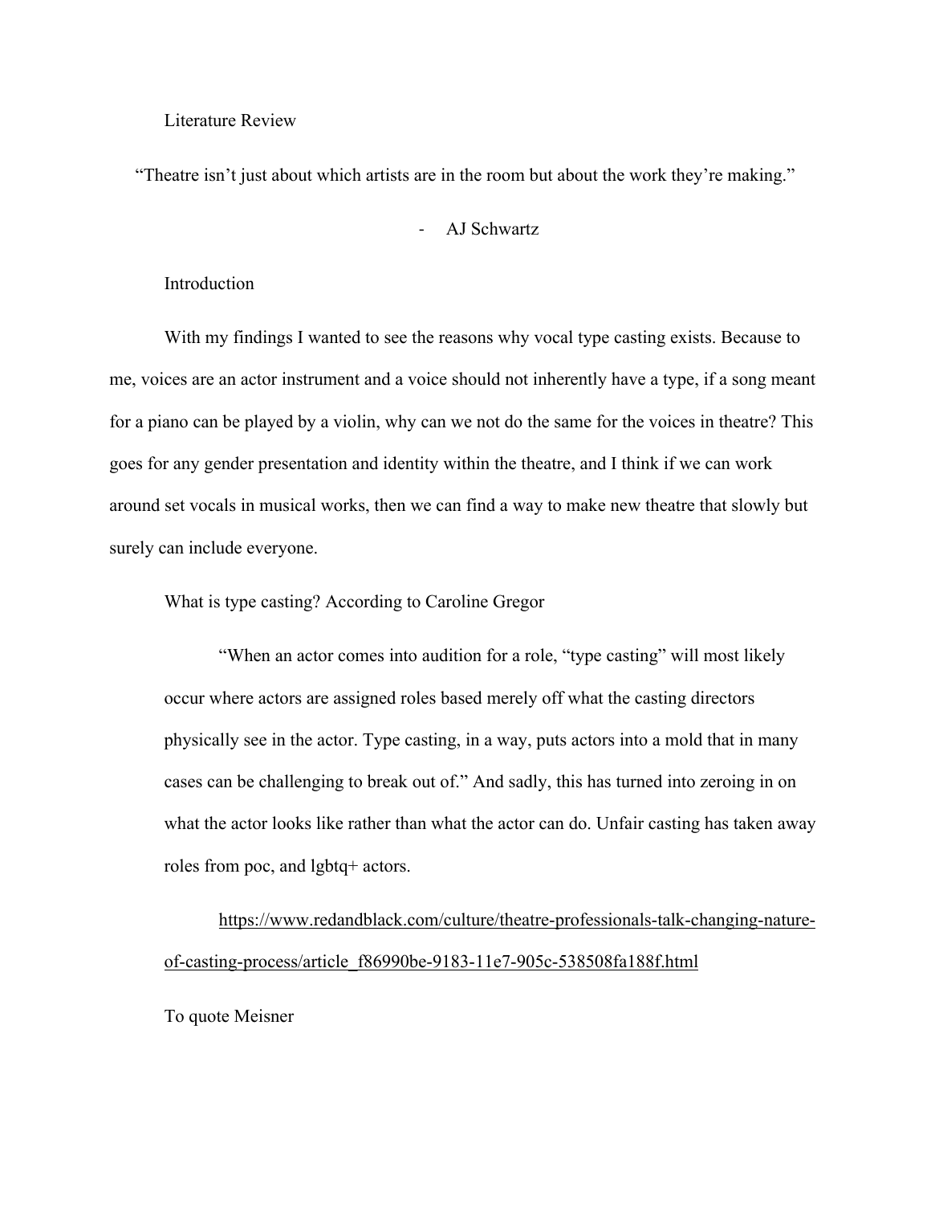# Literature Review

"Theatre isn't just about which artists are in the room but about the work they're making."

- AJ Schwartz

## Introduction

With my findings I wanted to see the reasons why vocal type casting exists. Because to me, voices are an actor instrument and a voice should not inherently have a type, if a song meant for a piano can be played by a violin, why can we not do the same for the voices in theatre? This goes for any gender presentation and identity within the theatre, and I think if we can work around set vocals in musical works, then we can find a way to make new theatre that slowly but surely can include everyone.

What is type casting? According to Caroline Gregor

> "When an actor comes into audition for a role, "type casting" will most likely occur where actors are assigned roles based merely off what the casting directors physically see in the actor. Type casting, in a way, puts actors into a mold that in many cases can be challenging to break out of." And sadly, this has turned into zeroing in on what the actor looks like rather than what the actor can do. Unfair casting has taken away roles from poc, and lgbtq+ actors.
>
> https://www.redandblack.com/culture/theatre-professionals-talk-changing-nature-of-casting-process/article_f86990be-9183-11e7-905c-538508fa188f.html

To quote Meisner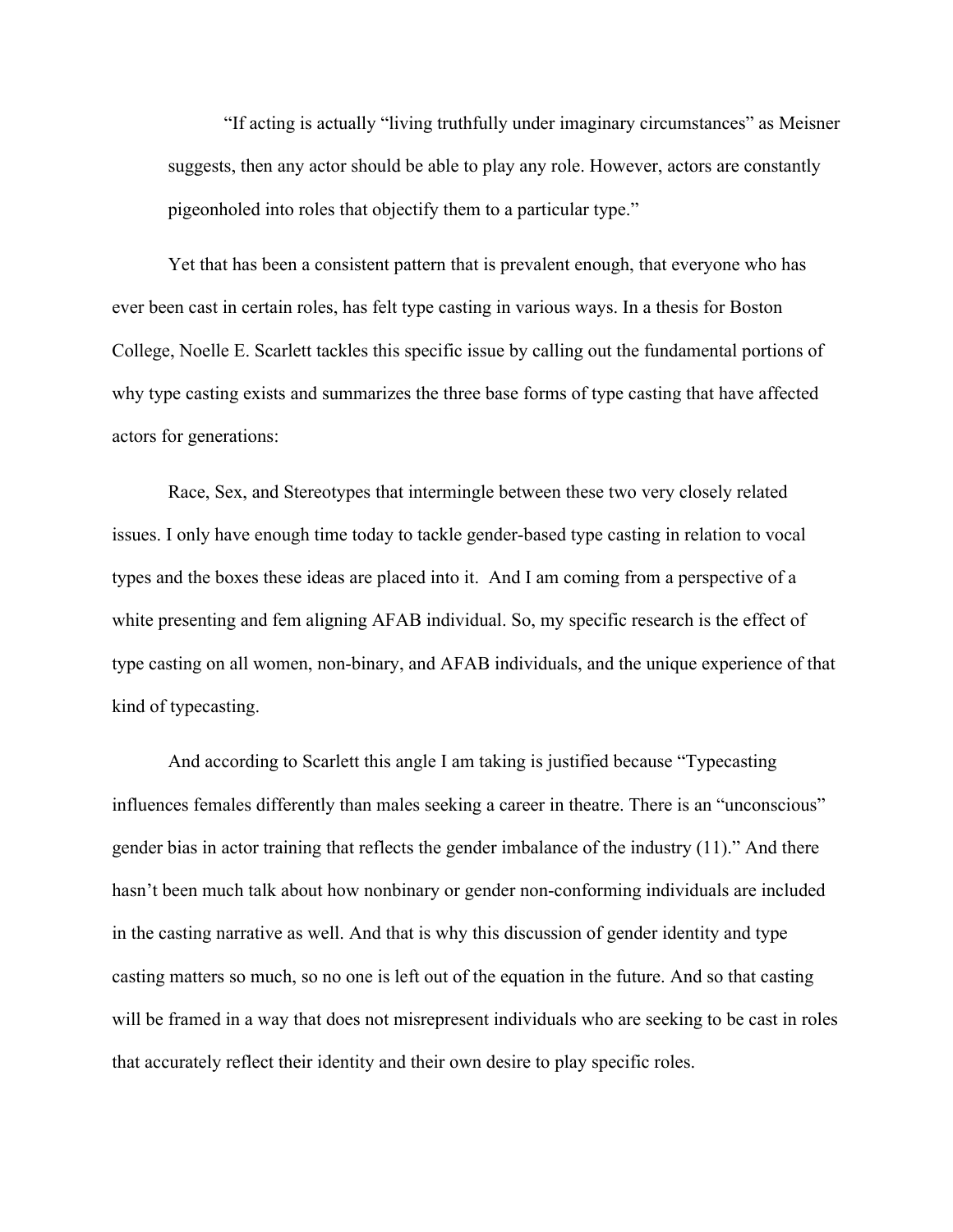> "If acting is actually "living truthfully under imaginary circumstances" as Meisner suggests, then any actor should be able to play any role. However, actors are constantly pigeonholed into roles that objectify them to a particular type."

Yet that has been a consistent pattern that is prevalent enough, that everyone who has ever been cast in certain roles, has felt type casting in various ways. In a thesis for Boston College, Noelle E. Scarlett tackles this specific issue by calling out the fundamental portions of why type casting exists and summarizes the three base forms of type casting that have affected actors for generations:

Race, Sex, and Stereotypes that intermingle between these two very closely related issues. I only have enough time today to tackle gender-based type casting in relation to vocal types and the boxes these ideas are placed into it. And I am coming from a perspective of a white presenting and fem aligning AFAB individual. So, my specific research is the effect of type casting on all women, non-binary, and AFAB individuals, and the unique experience of that kind of typecasting.

And according to Scarlett this angle I am taking is justified because "Typecasting influences females differently than males seeking a career in theatre. There is an "unconscious" gender bias in actor training that reflects the gender imbalance of the industry (11)." And there hasn't been much talk about how nonbinary or gender non-conforming individuals are included in the casting narrative as well. And that is why this discussion of gender identity and type casting matters so much, so no one is left out of the equation in the future. And so that casting will be framed in a way that does not misrepresent individuals who are seeking to be cast in roles that accurately reflect their identity and their own desire to play specific roles.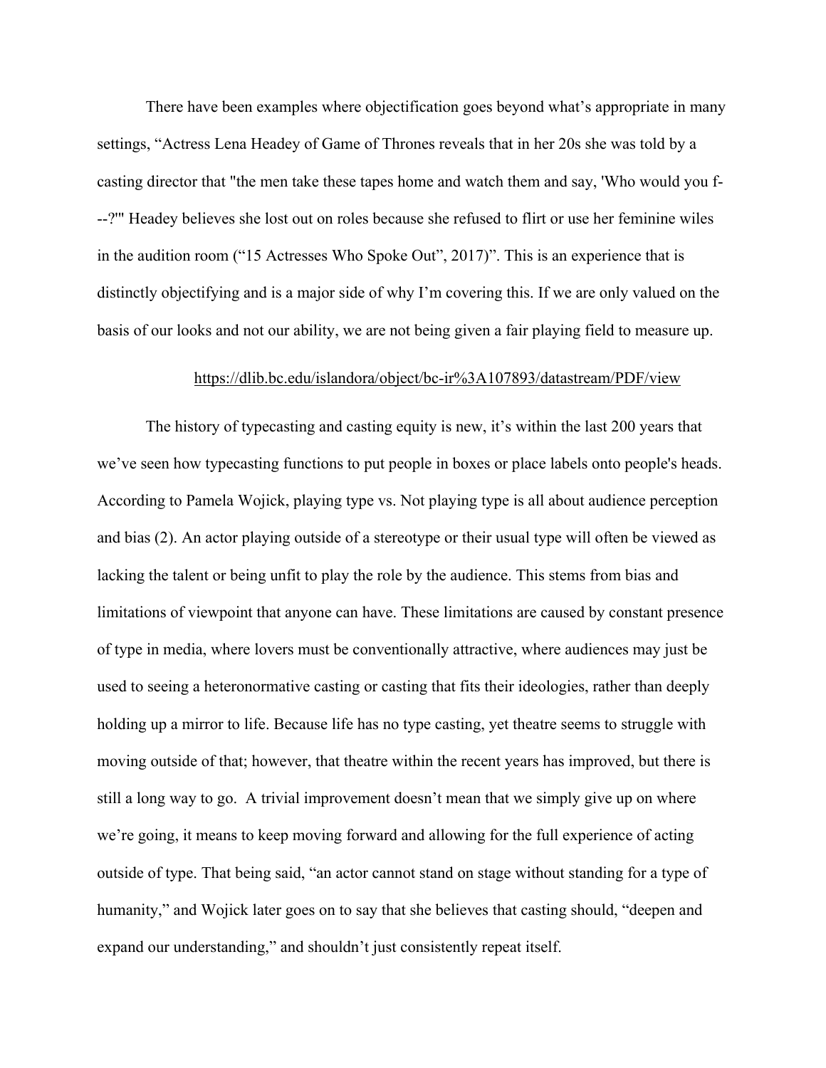There have been examples where objectification goes beyond what's appropriate in many settings, "Actress Lena Headey of Game of Thrones reveals that in her 20s she was told by a casting director that "the men take these tapes home and watch them and say, 'Who would you f---?'" Headey believes she lost out on roles because she refused to flirt or use her feminine wiles in the audition room ("15 Actresses Who Spoke Out", 2017)". This is an experience that is distinctly objectifying and is a major side of why I'm covering this. If we are only valued on the basis of our looks and not our ability, we are not being given a fair playing field to measure up.

https://dlib.bc.edu/islandora/object/bc-ir%3A107893/datastream/PDF/view

The history of typecasting and casting equity is new, it's within the last 200 years that we've seen how typecasting functions to put people in boxes or place labels onto people's heads. According to Pamela Wojick, playing type vs. Not playing type is all about audience perception and bias (2). An actor playing outside of a stereotype or their usual type will often be viewed as lacking the talent or being unfit to play the role by the audience. This stems from bias and limitations of viewpoint that anyone can have. These limitations are caused by constant presence of type in media, where lovers must be conventionally attractive, where audiences may just be used to seeing a heteronormative casting or casting that fits their ideologies, rather than deeply holding up a mirror to life. Because life has no type casting, yet theatre seems to struggle with moving outside of that; however, that theatre within the recent years has improved, but there is still a long way to go. A trivial improvement doesn't mean that we simply give up on where we're going, it means to keep moving forward and allowing for the full experience of acting outside of type. That being said, "an actor cannot stand on stage without standing for a type of humanity," and Wojick later goes on to say that she believes that casting should, "deepen and expand our understanding," and shouldn't just consistently repeat itself.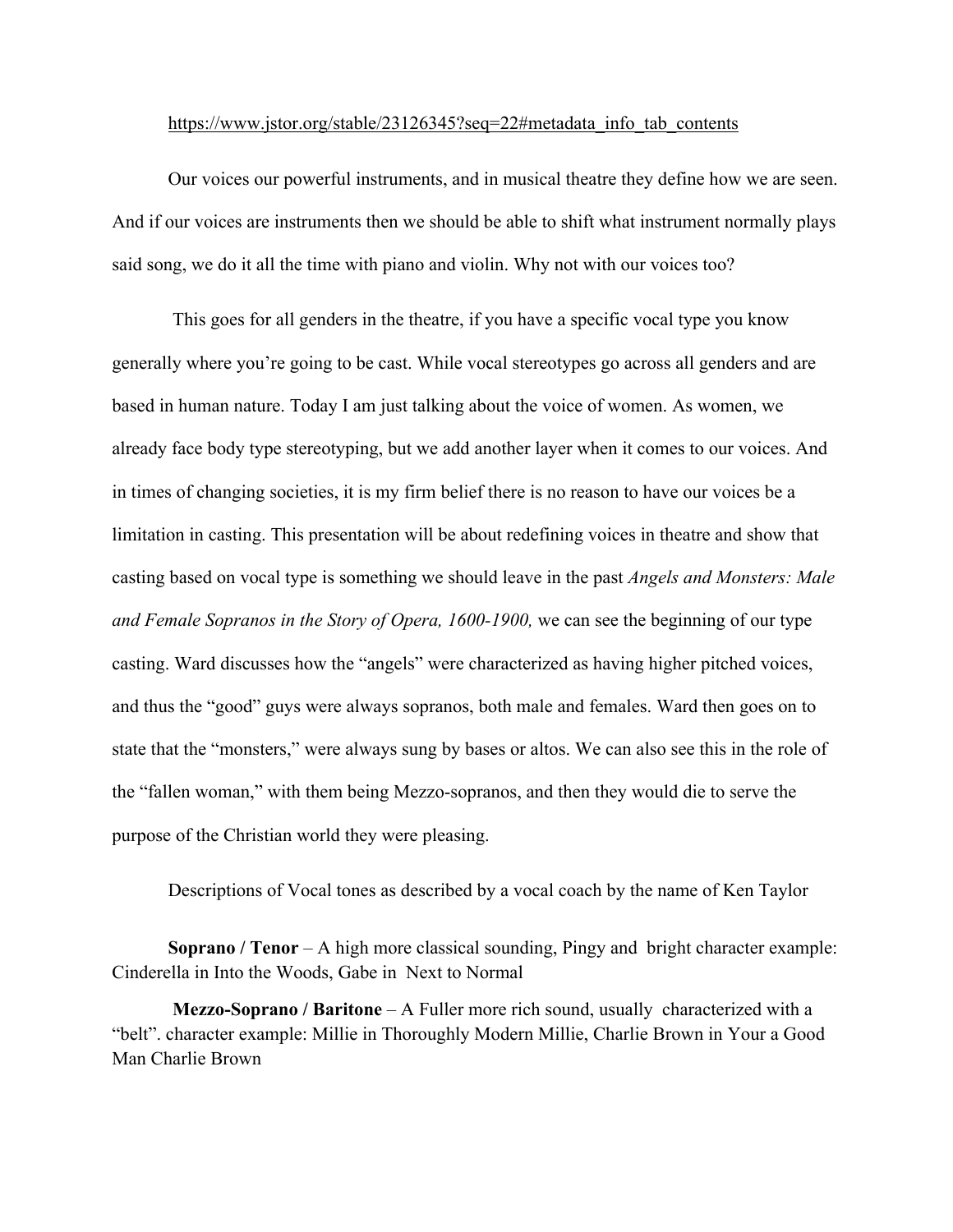https://www.jstor.org/stable/23126345?seq=22#metadata_info_tab_contents

Our voices our powerful instruments, and in musical theatre they define how we are seen. And if our voices are instruments then we should be able to shift what instrument normally plays said song, we do it all the time with piano and violin. Why not with our voices too?

This goes for all genders in the theatre, if you have a specific vocal type you know generally where you're going to be cast. While vocal stereotypes go across all genders and are based in human nature. Today I am just talking about the voice of women. As women, we already face body type stereotyping, but we add another layer when it comes to our voices. And in times of changing societies, it is my firm belief there is no reason to have our voices be a limitation in casting. This presentation will be about redefining voices in theatre and show that casting based on vocal type is something we should leave in the past *Angels and Monsters: Male and Female Sopranos in the Story of Opera, 1600-1900,* we can see the beginning of our type casting. Ward discusses how the "angels" were characterized as having higher pitched voices, and thus the "good" guys were always sopranos, both male and females. Ward then goes on to state that the "monsters," were always sung by bases or altos. We can also see this in the role of the "fallen woman," with them being Mezzo-sopranos, and then they would die to serve the purpose of the Christian world they were pleasing.

Descriptions of Vocal tones as described by a vocal coach by the name of Ken Taylor

**Soprano / Tenor** – A high more classical sounding, Pingy and bright character example: Cinderella in Into the Woods, Gabe in Next to Normal

**Mezzo-Soprano / Baritone** – A Fuller more rich sound, usually characterized with a "belt". character example: Millie in Thoroughly Modern Millie, Charlie Brown in Your a Good Man Charlie Brown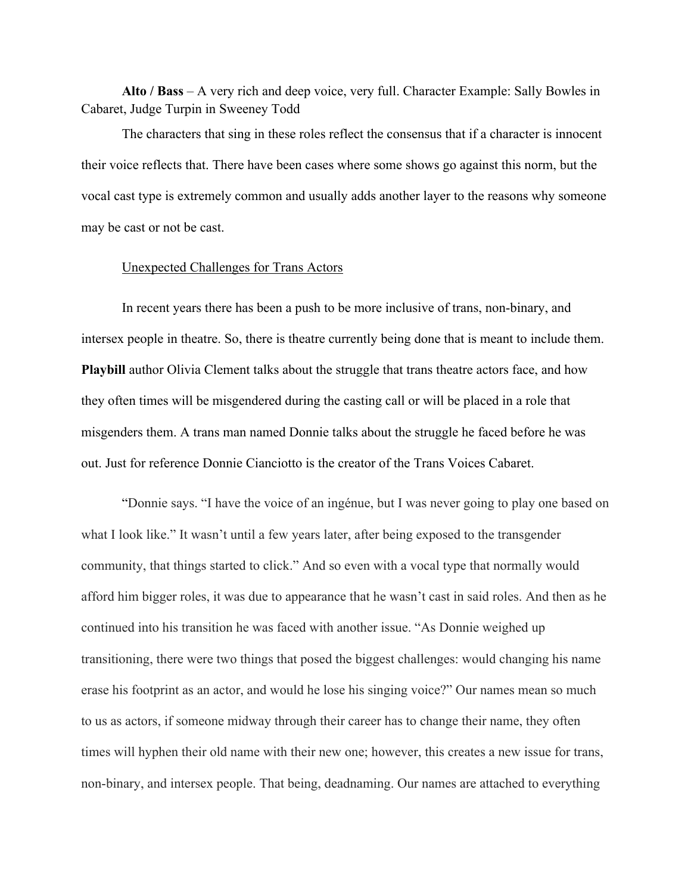**Alto / Bass** – A very rich and deep voice, very full. Character Example: Sally Bowles in Cabaret, Judge Turpin in Sweeney Todd

The characters that sing in these roles reflect the consensus that if a character is innocent their voice reflects that. There have been cases where some shows go against this norm, but the vocal cast type is extremely common and usually adds another layer to the reasons why someone may be cast or not be cast.

<u>Unexpected Challenges for Trans Actors</u>

In recent years there has been a push to be more inclusive of trans, non-binary, and intersex people in theatre. So, there is theatre currently being done that is meant to include them. **Playbill** author Olivia Clement talks about the struggle that trans theatre actors face, and how they often times will be misgendered during the casting call or will be placed in a role that misgenders them. A trans man named Donnie talks about the struggle he faced before he was out. Just for reference Donnie Cianciotto is the creator of the Trans Voices Cabaret.

"Donnie says. "I have the voice of an ingénue, but I was never going to play one based on what I look like." It wasn't until a few years later, after being exposed to the transgender community, that things started to click." And so even with a vocal type that normally would afford him bigger roles, it was due to appearance that he wasn't cast in said roles. And then as he continued into his transition he was faced with another issue. "As Donnie weighed up transitioning, there were two things that posed the biggest challenges: would changing his name erase his footprint as an actor, and would he lose his singing voice?" Our names mean so much to us as actors, if someone midway through their career has to change their name, they often times will hyphen their old name with their new one; however, this creates a new issue for trans, non-binary, and intersex people. That being, deadnaming. Our names are attached to everything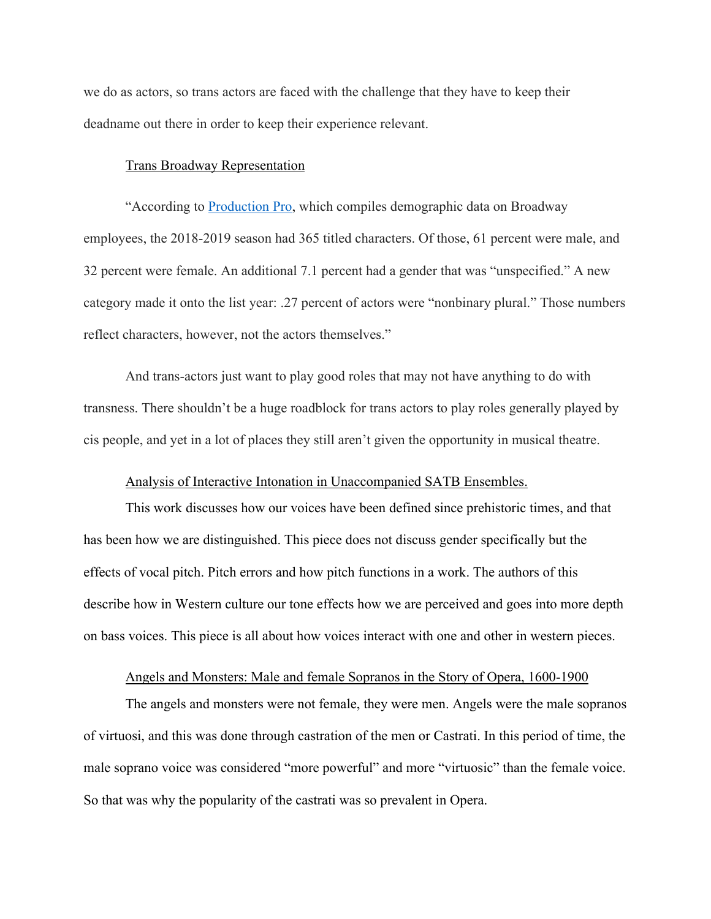we do as actors, so trans actors are faced with the challenge that they have to keep their deadname out there in order to keep their experience relevant.

<u>Trans Broadway Representation</u>

"According to [Production Pro](), which compiles demographic data on Broadway employees, the 2018-2019 season had 365 titled characters. Of those, 61 percent were male, and 32 percent were female. An additional 7.1 percent had a gender that was "unspecified." A new category made it onto the list year: .27 percent of actors were "nonbinary plural." Those numbers reflect characters, however, not the actors themselves."

And trans-actors just want to play good roles that may not have anything to do with transness. There shouldn't be a huge roadblock for trans actors to play roles generally played by cis people, and yet in a lot of places they still aren't given the opportunity in musical theatre.

<u>Analysis of Interactive Intonation in Unaccompanied SATB Ensembles.</u>

This work discusses how our voices have been defined since prehistoric times, and that has been how we are distinguished. This piece does not discuss gender specifically but the effects of vocal pitch. Pitch errors and how pitch functions in a work. The authors of this describe how in Western culture our tone effects how we are perceived and goes into more depth on bass voices. This piece is all about how voices interact with one and other in western pieces.

<u>Angels and Monsters: Male and female Sopranos in the Story of Opera, 1600-1900</u>

The angels and monsters were not female, they were men. Angels were the male sopranos of virtuosi, and this was done through castration of the men or Castrati. In this period of time, the male soprano voice was considered "more powerful" and more "virtuosic" than the female voice. So that was why the popularity of the castrati was so prevalent in Opera.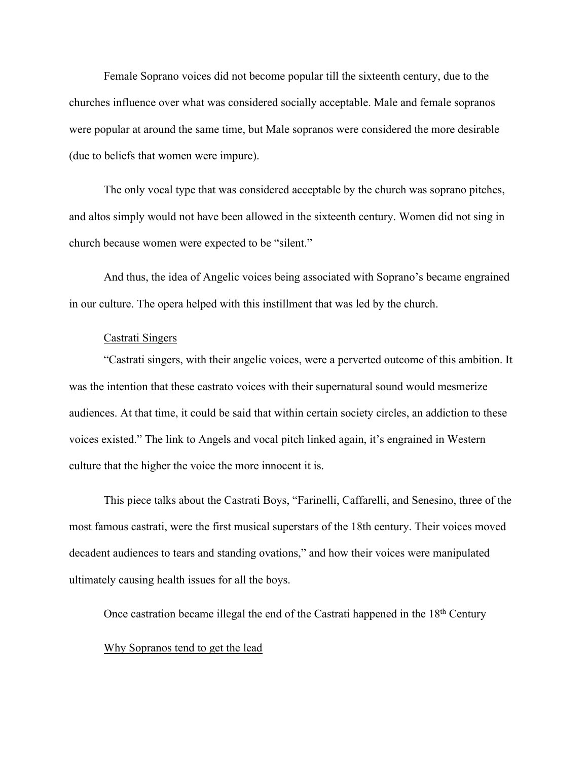Female Soprano voices did not become popular till the sixteenth century, due to the churches influence over what was considered socially acceptable. Male and female sopranos were popular at around the same time, but Male sopranos were considered the more desirable (due to beliefs that women were impure).

The only vocal type that was considered acceptable by the church was soprano pitches, and altos simply would not have been allowed in the sixteenth century. Women did not sing in church because women were expected to be "silent."

And thus, the idea of Angelic voices being associated with Soprano's became engrained in our culture. The opera helped with this instillment that was led by the church.

<u>Castrati Singers</u>

"Castrati singers, with their angelic voices, were a perverted outcome of this ambition. It was the intention that these castrato voices with their supernatural sound would mesmerize audiences. At that time, it could be said that within certain society circles, an addiction to these voices existed." The link to Angels and vocal pitch linked again, it's engrained in Western culture that the higher the voice the more innocent it is.

This piece talks about the Castrati Boys, "Farinelli, Caffarelli, and Senesino, three of the most famous castrati, were the first musical superstars of the 18th century. Their voices moved decadent audiences to tears and standing ovations," and how their voices were manipulated ultimately causing health issues for all the boys.

Once castration became illegal the end of the Castrati happened in the 18th Century

<u>Why Sopranos tend to get the lead</u>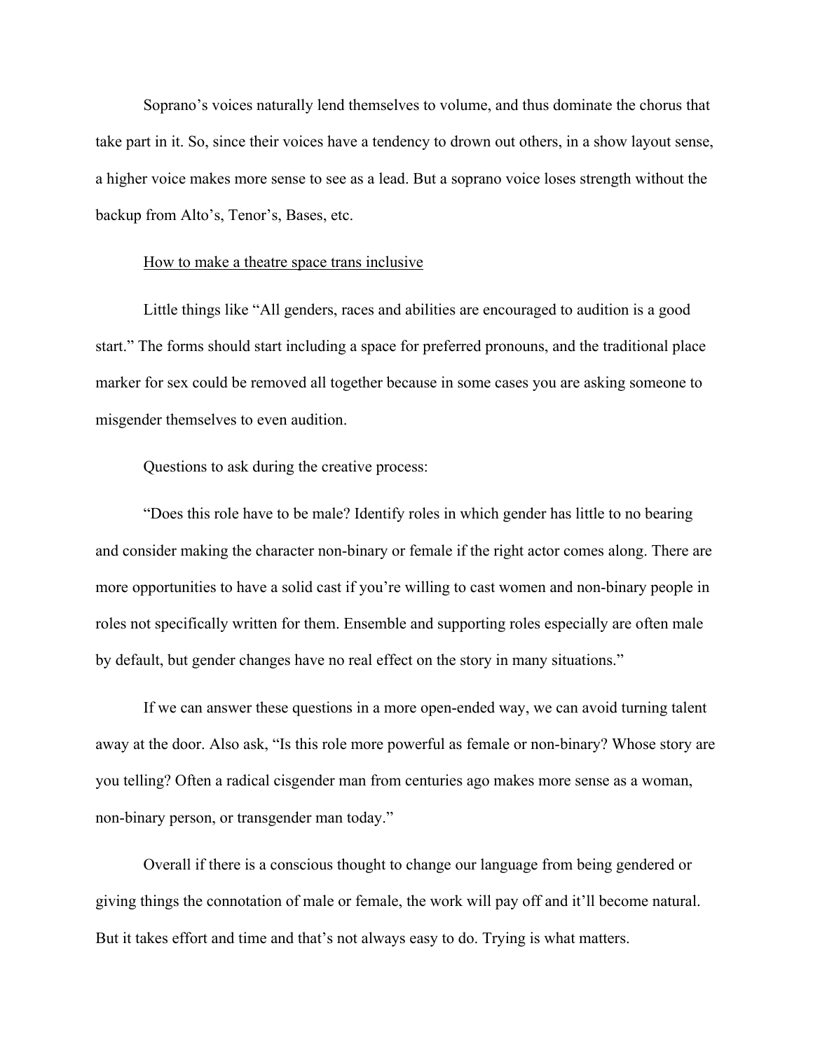Soprano's voices naturally lend themselves to volume, and thus dominate the chorus that take part in it. So, since their voices have a tendency to drown out others, in a show layout sense, a higher voice makes more sense to see as a lead. But a soprano voice loses strength without the backup from Alto's, Tenor's, Bases, etc.

<u>How to make a theatre space trans inclusive</u>

Little things like "All genders, races and abilities are encouraged to audition is a good start." The forms should start including a space for preferred pronouns, and the traditional place marker for sex could be removed all together because in some cases you are asking someone to misgender themselves to even audition.

Questions to ask during the creative process:

"Does this role have to be male? Identify roles in which gender has little to no bearing and consider making the character non-binary or female if the right actor comes along. There are more opportunities to have a solid cast if you're willing to cast women and non-binary people in roles not specifically written for them. Ensemble and supporting roles especially are often male by default, but gender changes have no real effect on the story in many situations."

If we can answer these questions in a more open-ended way, we can avoid turning talent away at the door. Also ask, "Is this role more powerful as female or non-binary? Whose story are you telling? Often a radical cisgender man from centuries ago makes more sense as a woman, non-binary person, or transgender man today."

Overall if there is a conscious thought to change our language from being gendered or giving things the connotation of male or female, the work will pay off and it'll become natural. But it takes effort and time and that's not always easy to do. Trying is what matters.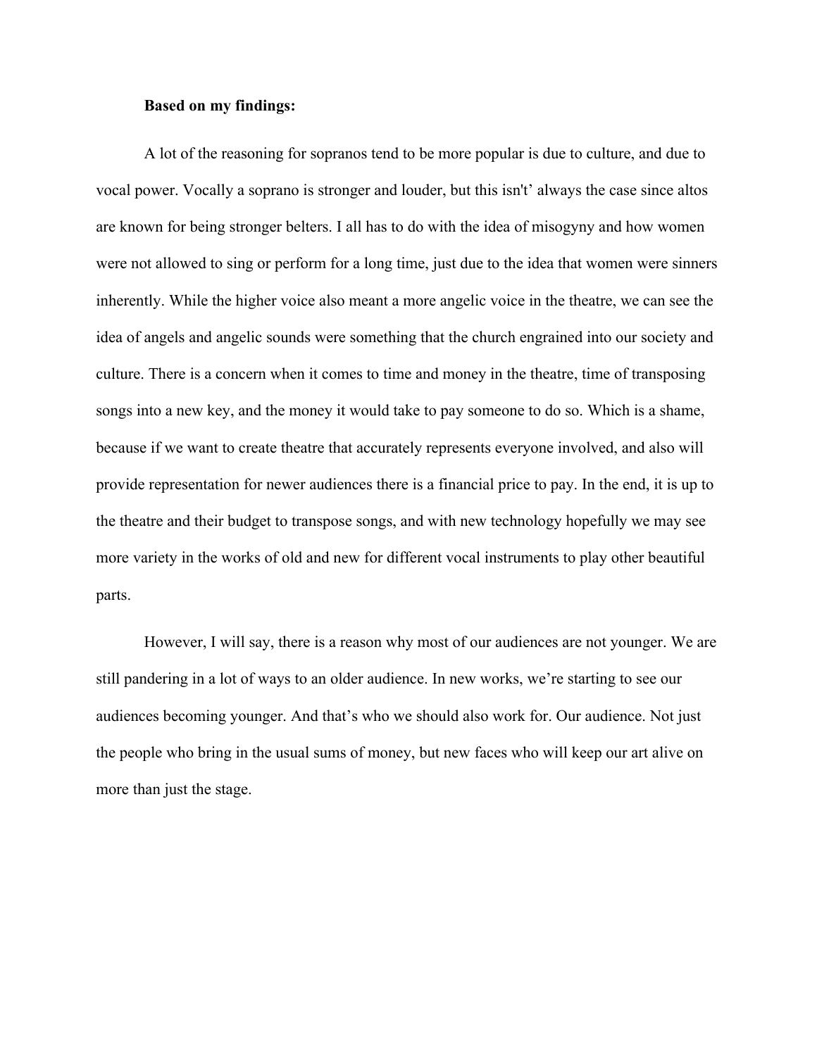**Based on my findings:**

A lot of the reasoning for sopranos tend to be more popular is due to culture, and due to vocal power. Vocally a soprano is stronger and louder, but this isn't' always the case since altos are known for being stronger belters. I all has to do with the idea of misogyny and how women were not allowed to sing or perform for a long time, just due to the idea that women were sinners inherently. While the higher voice also meant a more angelic voice in the theatre, we can see the idea of angels and angelic sounds were something that the church engrained into our society and culture. There is a concern when it comes to time and money in the theatre, time of transposing songs into a new key, and the money it would take to pay someone to do so. Which is a shame, because if we want to create theatre that accurately represents everyone involved, and also will provide representation for newer audiences there is a financial price to pay. In the end, it is up to the theatre and their budget to transpose songs, and with new technology hopefully we may see more variety in the works of old and new for different vocal instruments to play other beautiful parts.

However, I will say, there is a reason why most of our audiences are not younger. We are still pandering in a lot of ways to an older audience. In new works, we're starting to see our audiences becoming younger. And that's who we should also work for. Our audience. Not just the people who bring in the usual sums of money, but new faces who will keep our art alive on more than just the stage.